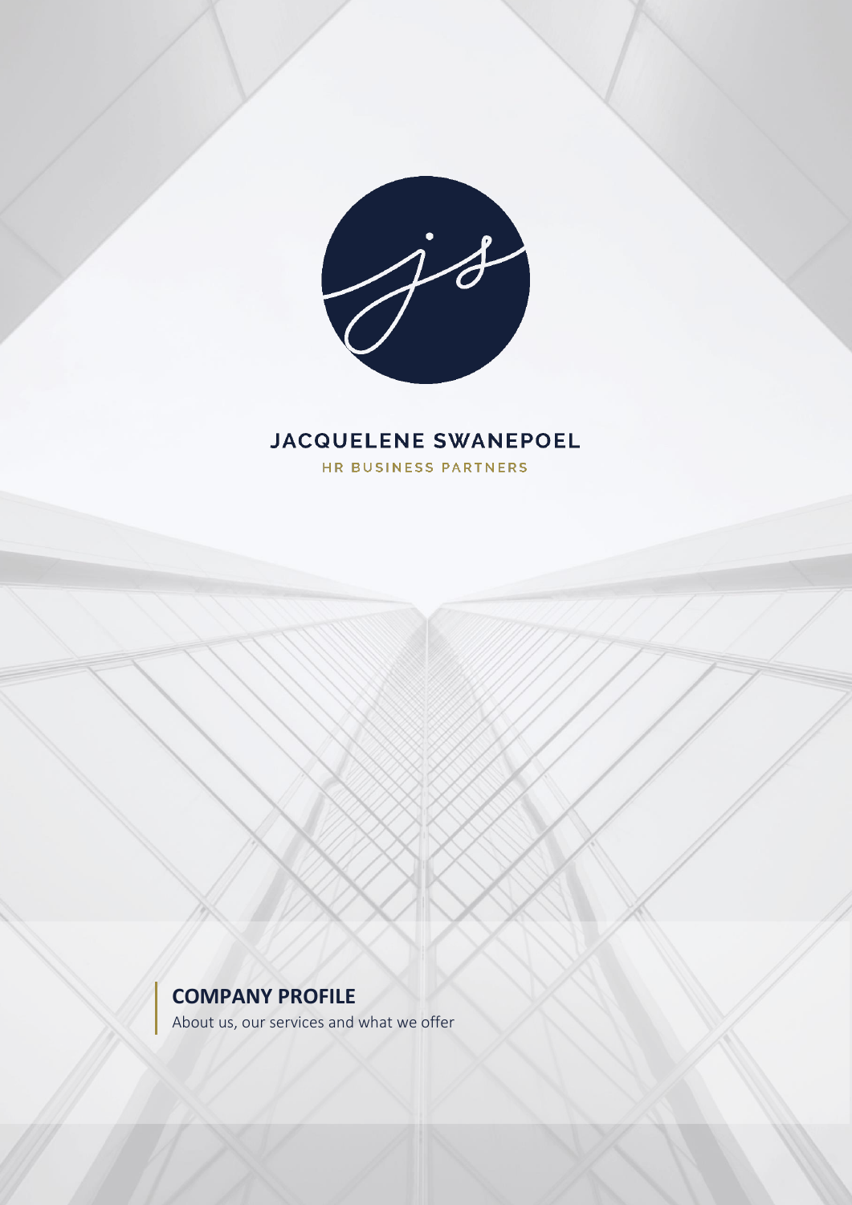# JACQUELENE SWANEPOEL

HR BUSINESS PARTNERS

## COMPANY PROFILE

About us, our services and what we offer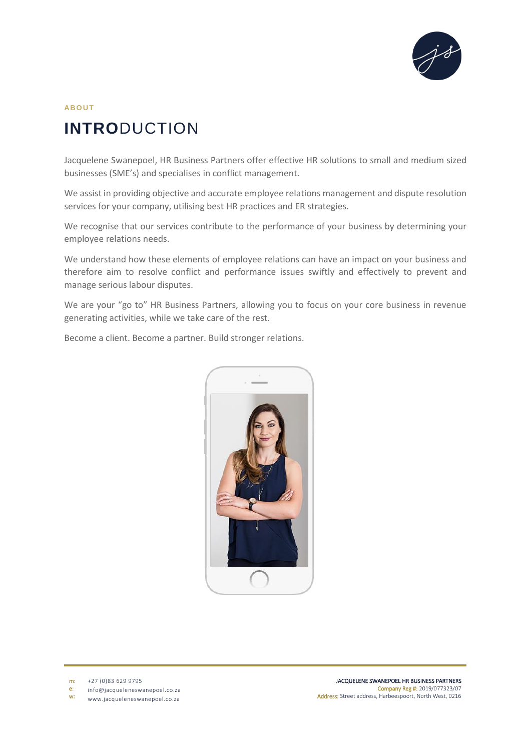ABOUT

# **INTRO**DUCTION

Jacquelene Swanepoel, HR Business Partners offer effective HR solutions to small and medium sized businesses (SME's) and specialises in conflict management.

We assist in providing objective and accurate employee relations management and dispute resolution services for your company, utilising best HR practices and ER strategies.

We recognise that our services contribute to the performance of your business by determining your employee relations needs.

We understand how these elements of employee relations can have an impact on your business and therefore aim to resolve conflict and performance issues swiftly and effectively to prevent and manage serious labour disputes.

We are your "go to" HR Business Partners, allowing you to focus on your core business in revenue generating activities, while we take care of the rest.

Become a client. Become a partner. Build stronger relations.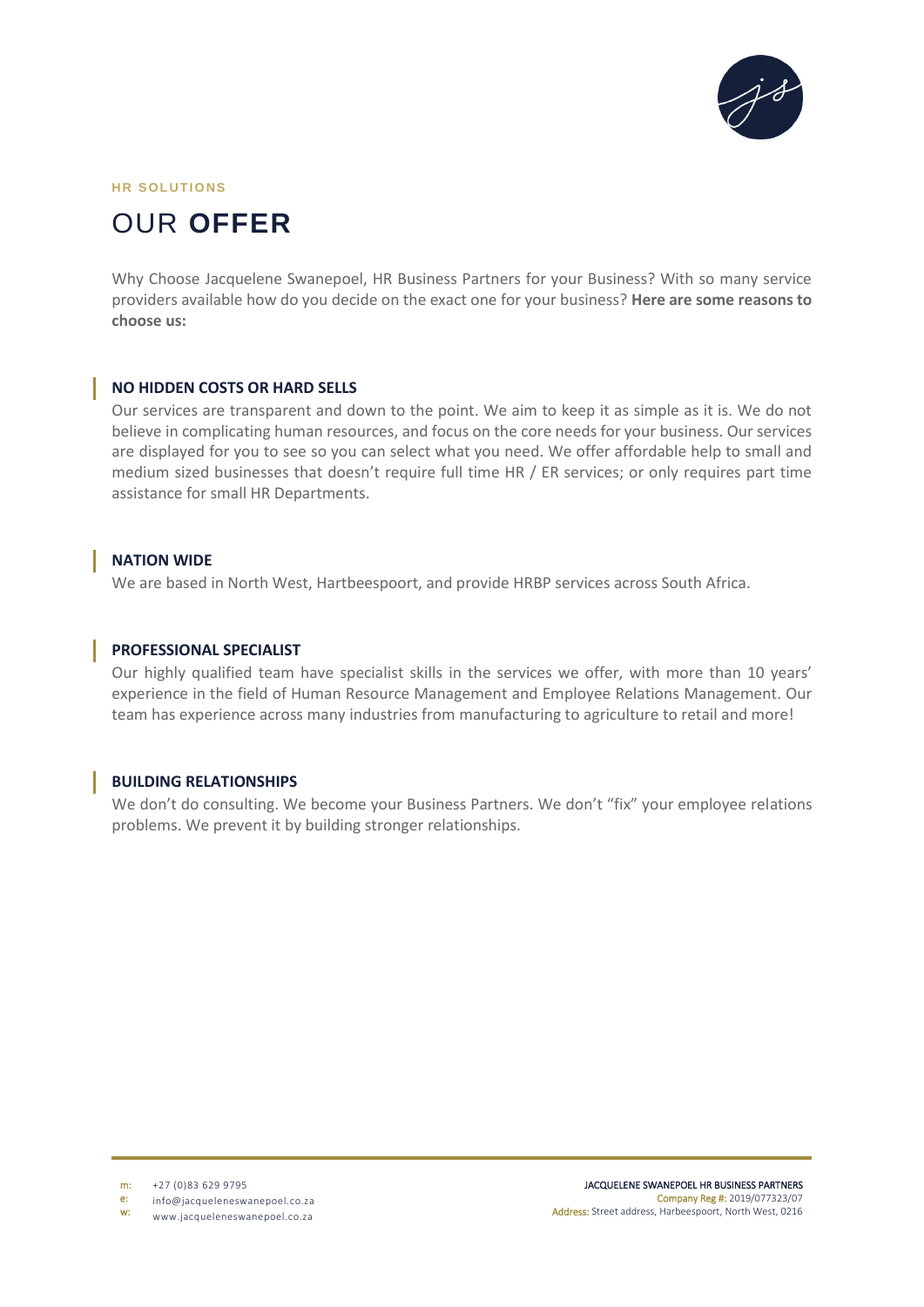HR SOLUTIONS

# OUR **OFFER**

Why Choose Jacquelene Swanepoel, HR Business Partners for your Business? With so many service providers available how do you decide on the exact one for your business? **Here are some reasons to choose us:**

## NO HIDDEN COSTS OR HARD SELLS

Our services are transparent and down to the point. We aim to keep it as simple as it is. We do not believe in complicating human resources, and focus on the core needs for your business. Our services are displayed for you to see so you can select what you need. We offer affordable help to small and medium sized businesses that doesn't require full time HR / ER services; or only requires part time assistance for small HR Departments.

## NATION WIDE

We are based in North West, Hartbeespoort, and provide HRBP services across South Africa.

## PROFESSIONAL SPECIALIST

Our highly qualified team have specialist skills in the services we offer, with more than 10 years' experience in the field of Human Resource Management and Employee Relations Management. Our team has experience across many industries from manufacturing to agriculture to retail and more!

## BUILDING RELATIONSHIPS

We don't do consulting. We become your Business Partners. We don't "fix" your employee relations problems. We prevent it by building stronger relationships.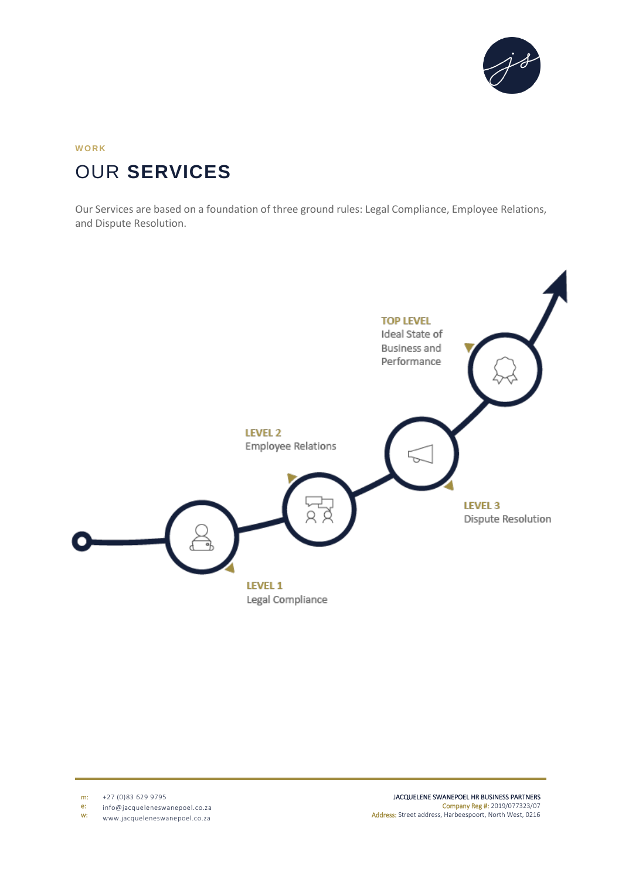WORK

# OUR **SERVICES**

Our Services are based on a foundation of three ground rules: Legal Compliance, Employee Relations, and Dispute Resolution.

**LEVEL 1**
Legal Compliance

**LEVEL 2**
Employee Relations

**LEVEL 3**
Dispute Resolution

**TOP LEVEL**
Ideal State of Business and Performance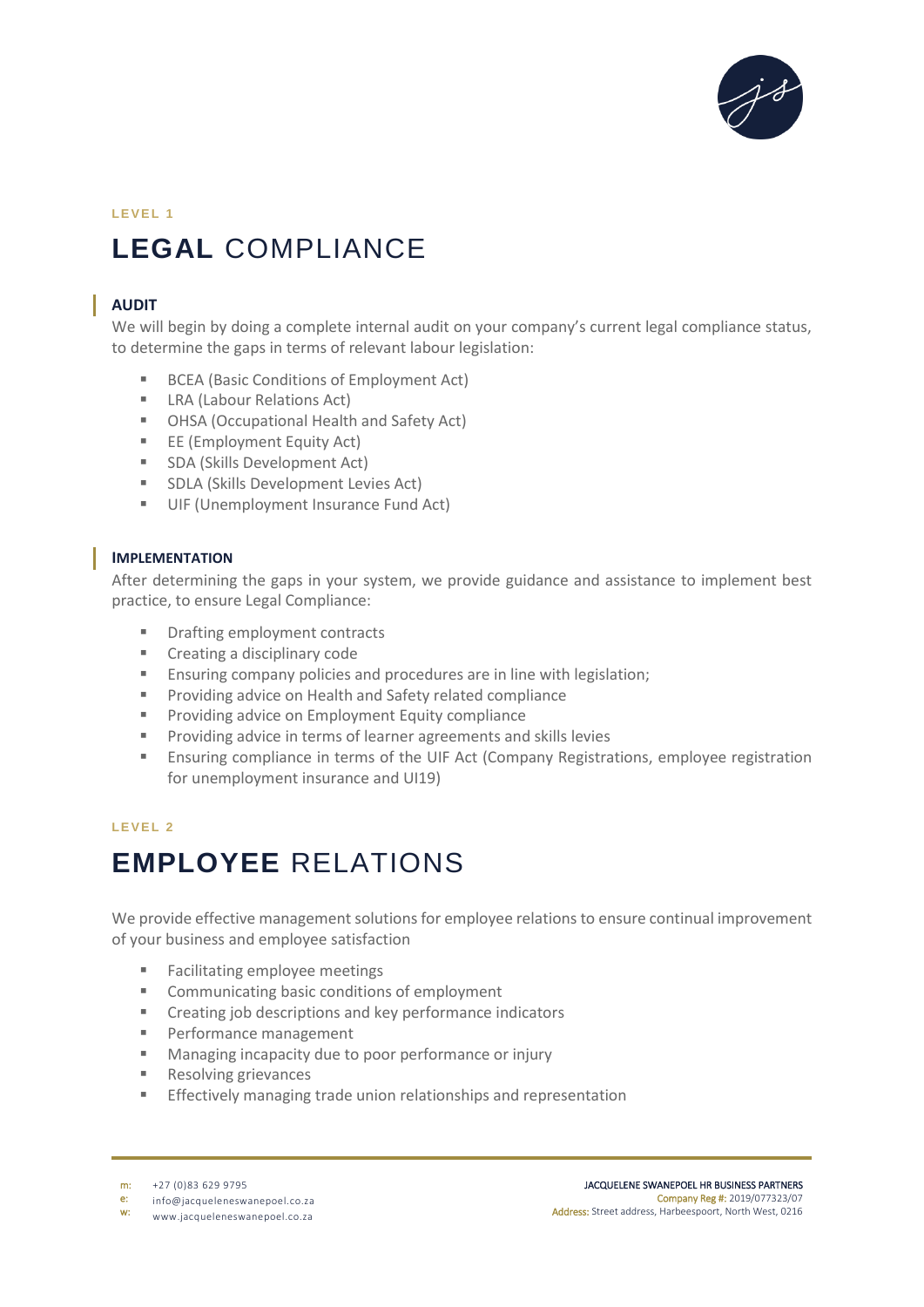LEVEL 1

# **LEGAL** COMPLIANCE

### AUDIT

We will begin by doing a complete internal audit on your company's current legal compliance status, to determine the gaps in terms of relevant labour legislation:

- BCEA (Basic Conditions of Employment Act)
- LRA (Labour Relations Act)
- OHSA (Occupational Health and Safety Act)
- EE (Employment Equity Act)
- SDA (Skills Development Act)
- SDLA (Skills Development Levies Act)
- UIF (Unemployment Insurance Fund Act)

### IMPLEMENTATION

After determining the gaps in your system, we provide guidance and assistance to implement best practice, to ensure Legal Compliance:

- Drafting employment contracts
- Creating a disciplinary code
- Ensuring company policies and procedures are in line with legislation;
- Providing advice on Health and Safety related compliance
- Providing advice on Employment Equity compliance
- Providing advice in terms of learner agreements and skills levies
- Ensuring compliance in terms of the UIF Act (Company Registrations, employee registration for unemployment insurance and UI19)

LEVEL 2

# **EMPLOYEE** RELATIONS

We provide effective management solutions for employee relations to ensure continual improvement of your business and employee satisfaction

- Facilitating employee meetings
- Communicating basic conditions of employment
- Creating job descriptions and key performance indicators
- Performance management
- Managing incapacity due to poor performance or injury
- Resolving grievances
- Effectively managing trade union relationships and representation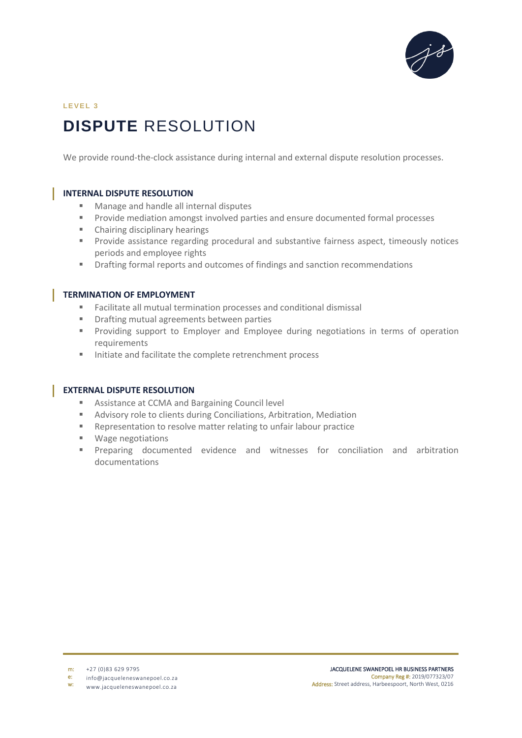LEVEL 3

# DISPUTE RESOLUTION

We provide round-the-clock assistance during internal and external dispute resolution processes.

## INTERNAL DISPUTE RESOLUTION

- Manage and handle all internal disputes
- Provide mediation amongst involved parties and ensure documented formal processes
- Chairing disciplinary hearings
- Provide assistance regarding procedural and substantive fairness aspect, timeously notices periods and employee rights
- Drafting formal reports and outcomes of findings and sanction recommendations

## TERMINATION OF EMPLOYMENT

- Facilitate all mutual termination processes and conditional dismissal
- Drafting mutual agreements between parties
- Providing support to Employer and Employee during negotiations in terms of operation requirements
- Initiate and facilitate the complete retrenchment process

## EXTERNAL DISPUTE RESOLUTION

- Assistance at CCMA and Bargaining Council level
- Advisory role to clients during Conciliations, Arbitration, Mediation
- Representation to resolve matter relating to unfair labour practice
- Wage negotiations
- Preparing documented evidence and witnesses for conciliation and arbitration documentations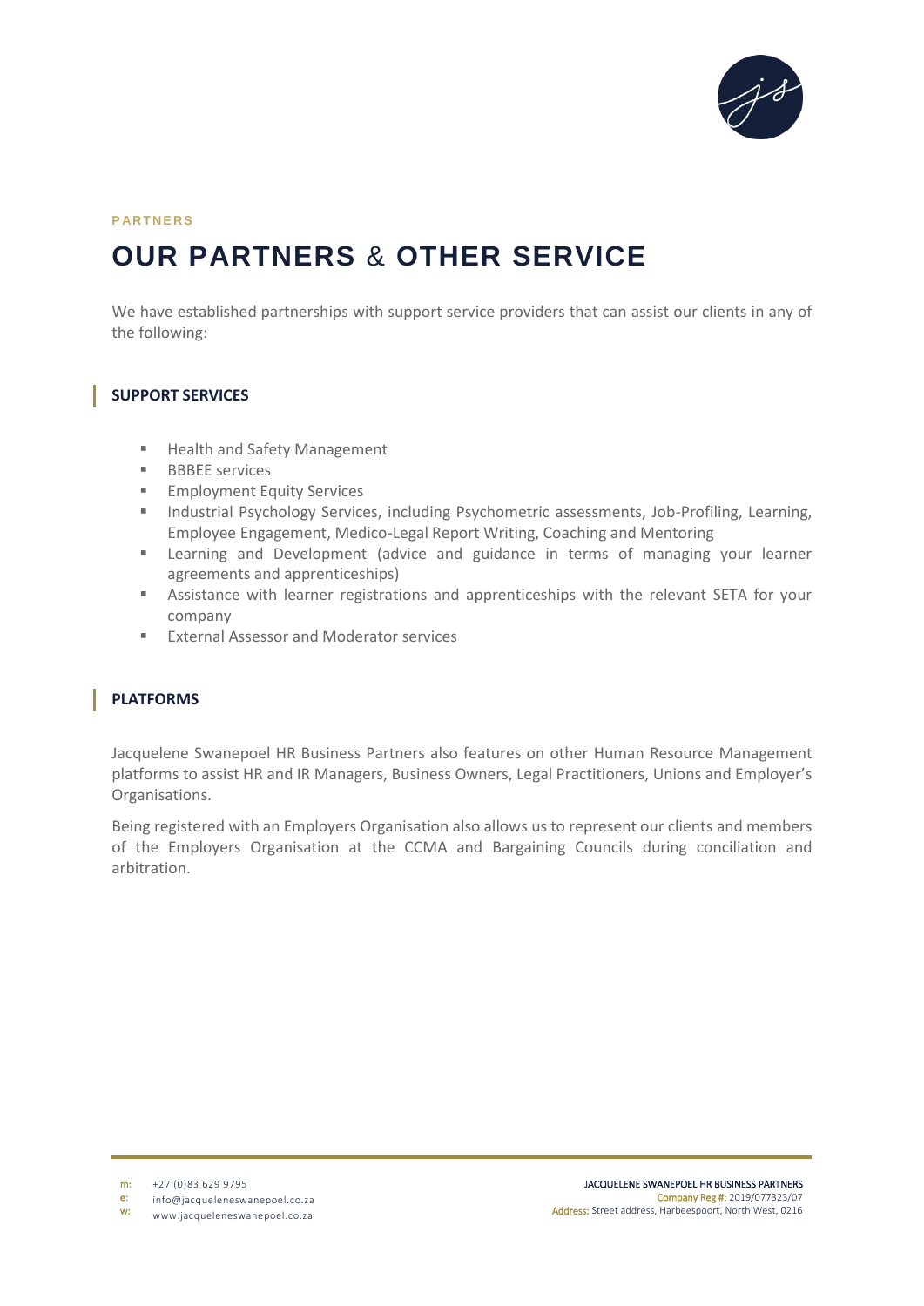PARTNERS

# OUR PARTNERS & OTHER SERVICE

We have established partnerships with support service providers that can assist our clients in any of the following:

## SUPPORT SERVICES

- Health and Safety Management
- BBBEE services
- Employment Equity Services
- Industrial Psychology Services, including Psychometric assessments, Job-Profiling, Learning, Employee Engagement, Medico-Legal Report Writing, Coaching and Mentoring
- Learning and Development (advice and guidance in terms of managing your learner agreements and apprenticeships)
- Assistance with learner registrations and apprenticeships with the relevant SETA for your company
- External Assessor and Moderator services

## PLATFORMS

Jacquelene Swanepoel HR Business Partners also features on other Human Resource Management platforms to assist HR and IR Managers, Business Owners, Legal Practitioners, Unions and Employer's Organisations.

Being registered with an Employers Organisation also allows us to represent our clients and members of the Employers Organisation at the CCMA and Bargaining Councils during conciliation and arbitration.